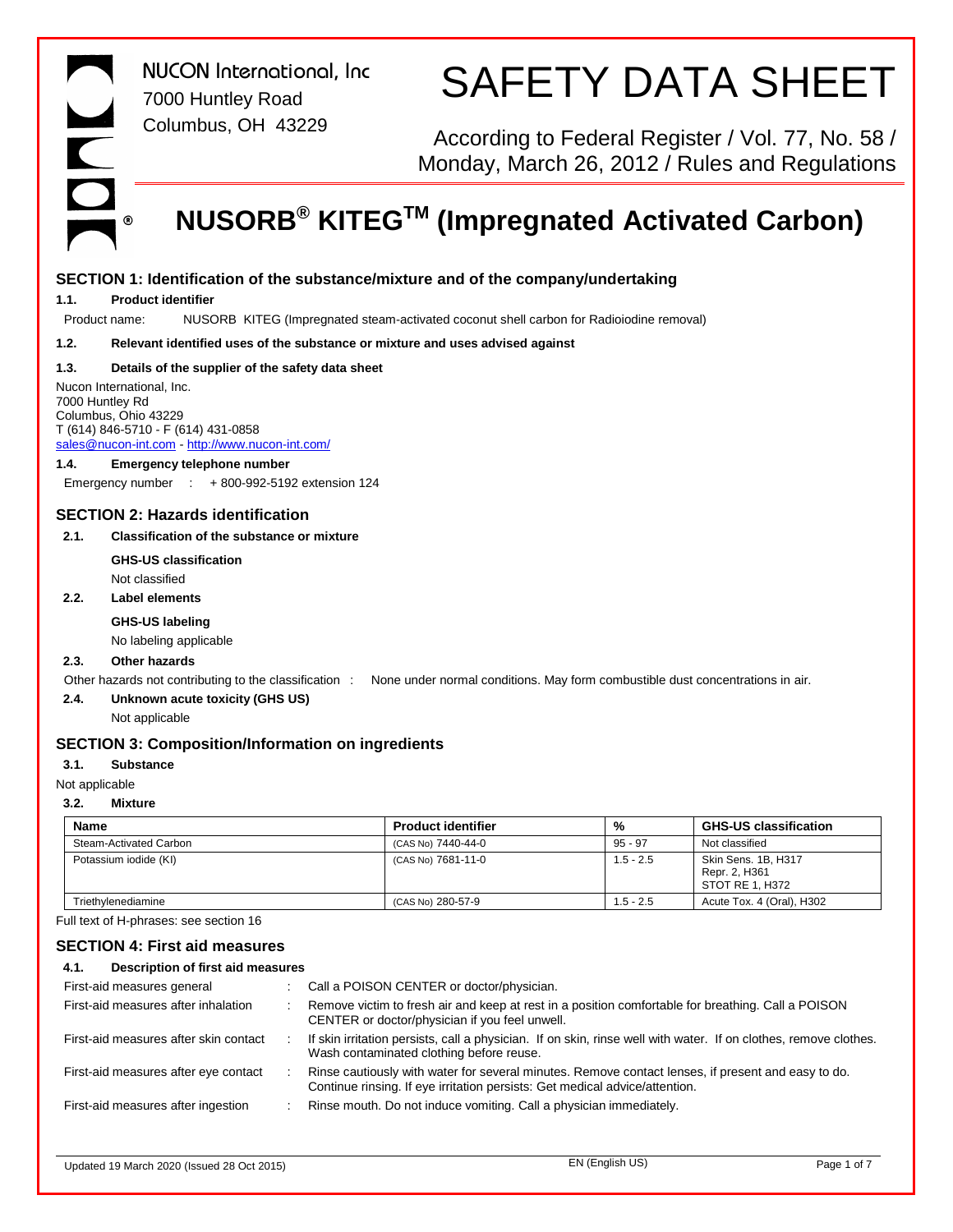NUCON International, Inc
7000 Huntley Road
Columbus, OH 43229

# SAFETY DATA SHEET

According to Federal Register / Vol. 77, No. 58 / Monday, March 26, 2012 / Rules and Regulations

# NUSORB® KITEG™ (Impregnated Activated Carbon)

## SECTION 1: Identification of the substance/mixture and of the company/undertaking

### 1.1. Product identifier

Product name: NUSORB KITEG (Impregnated steam-activated coconut shell carbon for Radioiodine removal)

### 1.2. Relevant identified uses of the substance or mixture and uses advised against

### 1.3. Details of the supplier of the safety data sheet

Nucon International, Inc.
7000 Huntley Rd
Columbus, Ohio 43229
T (614) 846-5710 - F (614) 431-0858
sales@nucon-int.com - http://www.nucon-int.com/

### 1.4. Emergency telephone number

Emergency number : + 800-992-5192 extension 124

## SECTION 2: Hazards identification

### 2.1. Classification of the substance or mixture

**GHS-US classification**

Not classified

### 2.2. Label elements

**GHS-US labeling**

No labeling applicable

### 2.3. Other hazards

Other hazards not contributing to the classification : None under normal conditions. May form combustible dust concentrations in air.

### 2.4. Unknown acute toxicity (GHS US)

Not applicable

## SECTION 3: Composition/Information on ingredients

### 3.1. Substance

Not applicable

### 3.2. Mixture

| Name | Product identifier | % | GHS-US classification |
|---|---|---|---|
| Steam-Activated Carbon | (CAS No) 7440-44-0 | 95 - 97 | Not classified |
| Potassium iodide (KI) | (CAS No) 7681-11-0 | 1.5 - 2.5 | Skin Sens. 1B, H317<br>Repr. 2, H361<br>STOT RE 1, H372 |
| Triethylenediamine | (CAS No) 280-57-9 | 1.5 - 2.5 | Acute Tox. 4 (Oral), H302 |

Full text of H-phrases: see section 16

## SECTION 4: First aid measures

### 4.1. Description of first aid measures

| | |
|---|---|
| First-aid measures general | Call a POISON CENTER or doctor/physician. |
| First-aid measures after inhalation | Remove victim to fresh air and keep at rest in a position comfortable for breathing. Call a POISON CENTER or doctor/physician if you feel unwell. |
| First-aid measures after skin contact | If skin irritation persists, call a physician. If on skin, rinse well with water. If on clothes, remove clothes. Wash contaminated clothing before reuse. |
| First-aid measures after eye contact | Rinse cautiously with water for several minutes. Remove contact lenses, if present and easy to do. Continue rinsing. If eye irritation persists: Get medical advice/attention. |
| First-aid measures after ingestion | Rinse mouth. Do not induce vomiting. Call a physician immediately. |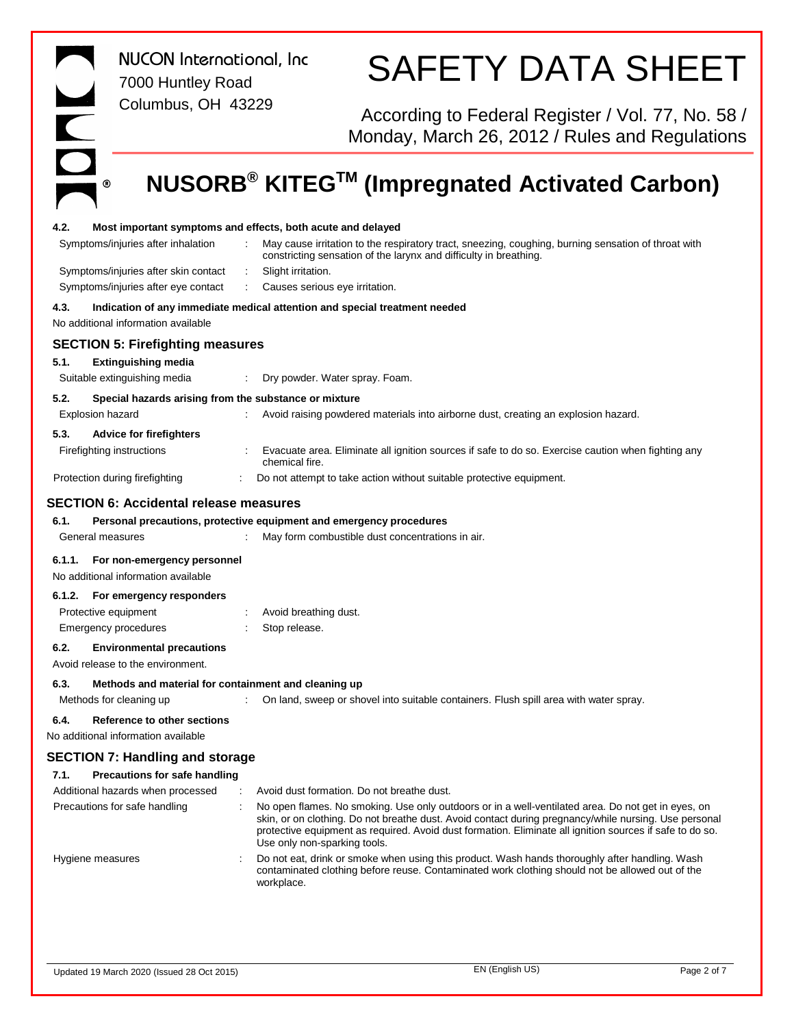#### 4.2. Most important symptoms and effects, both acute and delayed

| | | |
|---|---|---|
| Symptoms/injuries after inhalation | : | May cause irritation to the respiratory tract, sneezing, coughing, burning sensation of throat with constricting sensation of the larynx and difficulty in breathing. |
| Symptoms/injuries after skin contact | : | Slight irritation. |
| Symptoms/injuries after eye contact | : | Causes serious eye irritation. |

#### 4.3. Indication of any immediate medical attention and special treatment needed

No additional information available

## SECTION 5: Firefighting measures

#### 5.1. Extinguishing media

| | | |
|---|---|---|
| Suitable extinguishing media | : | Dry powder. Water spray. Foam. |

#### 5.2. Special hazards arising from the substance or mixture

| | | |
|---|---|---|
| Explosion hazard | : | Avoid raising powdered materials into airborne dust, creating an explosion hazard. |

#### 5.3. Advice for firefighters

| | | |
|---|---|---|
| Firefighting instructions | : | Evacuate area. Eliminate all ignition sources if safe to do so. Exercise caution when fighting any chemical fire. |
| Protection during firefighting | : | Do not attempt to take action without suitable protective equipment. |

## SECTION 6: Accidental release measures

#### 6.1. Personal precautions, protective equipment and emergency procedures

| | | |
|---|---|---|
| General measures | : | May form combustible dust concentrations in air. |

#### 6.1.1. For non-emergency personnel

No additional information available

#### 6.1.2. For emergency responders

| | | |
|---|---|---|
| Protective equipment | : | Avoid breathing dust. |
| Emergency procedures | : | Stop release. |

#### 6.2. Environmental precautions

Avoid release to the environment.

#### 6.3. Methods and material for containment and cleaning up

| | | |
|---|---|---|
| Methods for cleaning up | : | On land, sweep or shovel into suitable containers. Flush spill area with water spray. |

#### 6.4. Reference to other sections

No additional information available

## SECTION 7: Handling and storage

#### 7.1. Precautions for safe handling

| | | |
|---|---|---|
| Additional hazards when processed | : | Avoid dust formation. Do not breathe dust. |
| Precautions for safe handling | : | No open flames. No smoking. Use only outdoors or in a well-ventilated area. Do not get in eyes, on skin, or on clothing. Do not breathe dust. Avoid contact during pregnancy/while nursing. Use personal protective equipment as required. Avoid dust formation. Eliminate all ignition sources if safe to do so. Use only non-sparking tools. |
| Hygiene measures | : | Do not eat, drink or smoke when using this product. Wash hands thoroughly after handling. Wash contaminated clothing before reuse. Contaminated work clothing should not be allowed out of the workplace. |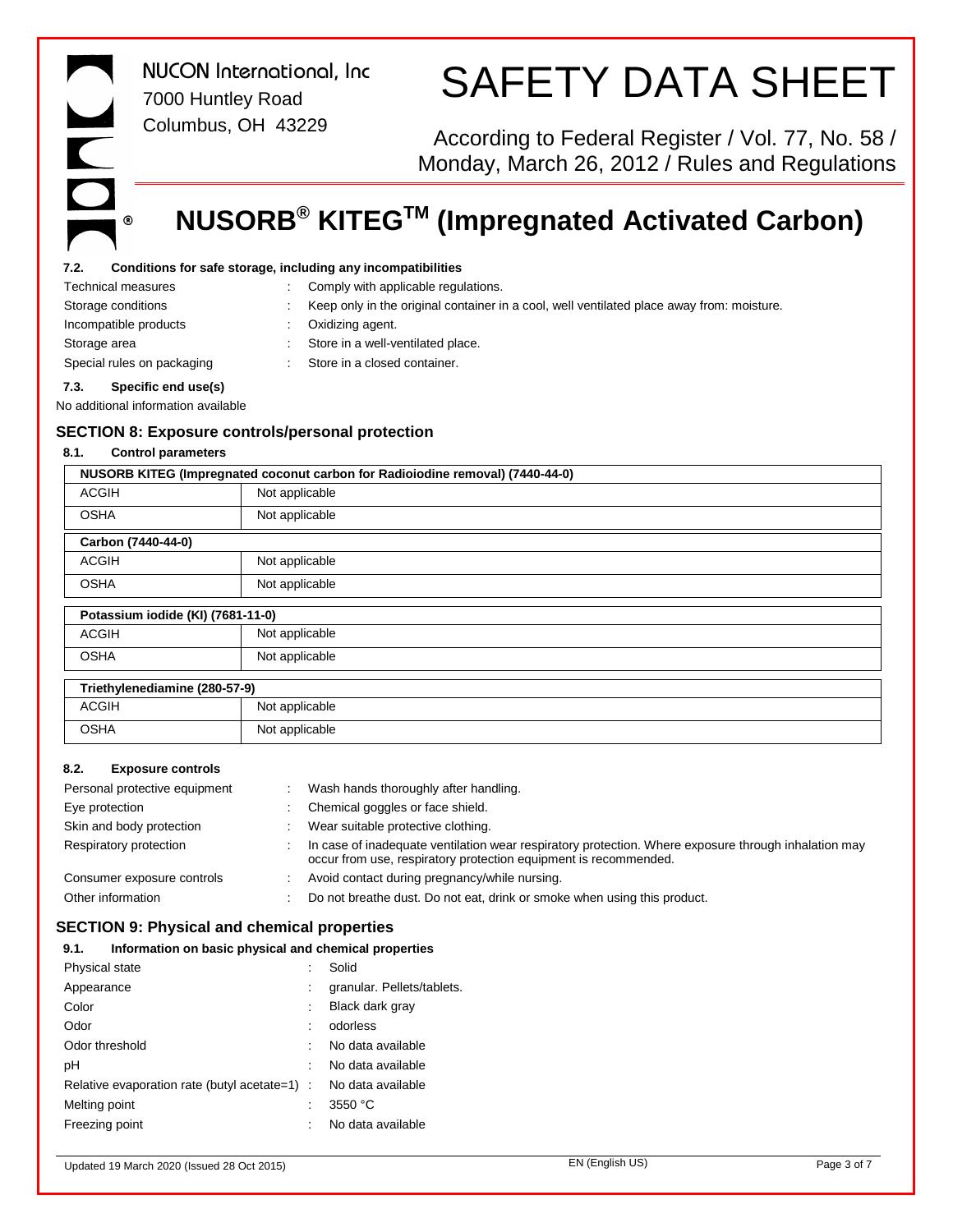#### 7.2. Conditions for safe storage, including any incompatibilities

| | | |
|---|---|---|
| Technical measures | : | Comply with applicable regulations. |
| Storage conditions | : | Keep only in the original container in a cool, well ventilated place away from: moisture. |
| Incompatible products | : | Oxidizing agent. |
| Storage area | : | Store in a well-ventilated place. |
| Special rules on packaging | : | Store in a closed container. |

#### 7.3. Specific end use(s)

No additional information available

## SECTION 8: Exposure controls/personal protection

#### 8.1. Control parameters

| NUSORB KITEG (Impregnated coconut carbon for Radioiodine removal) (7440-44-0) | |
|---|---|
| ACGIH | Not applicable |
| OSHA | Not applicable |

| Carbon (7440-44-0) | |
|---|---|
| ACGIH | Not applicable |
| OSHA | Not applicable |

| Potassium iodide (KI) (7681-11-0) | |
|---|---|
| ACGIH | Not applicable |
| OSHA | Not applicable |

| Triethylenediamine (280-57-9) | |
|---|---|
| ACGIH | Not applicable |
| OSHA | Not applicable |

#### 8.2. Exposure controls

| | | |
|---|---|---|
| Personal protective equipment | : | Wash hands thoroughly after handling. |
| Eye protection | : | Chemical goggles or face shield. |
| Skin and body protection | : | Wear suitable protective clothing. |
| Respiratory protection | : | In case of inadequate ventilation wear respiratory protection. Where exposure through inhalation may occur from use, respiratory protection equipment is recommended. |
| Consumer exposure controls | : | Avoid contact during pregnancy/while nursing. |
| Other information | : | Do not breathe dust. Do not eat, drink or smoke when using this product. |

## SECTION 9: Physical and chemical properties

#### 9.1. Information on basic physical and chemical properties

| | | |
|---|---|---|
| Physical state | : | Solid |
| Appearance | : | granular. Pellets/tablets. |
| Color | : | Black dark gray |
| Odor | : | odorless |
| Odor threshold | : | No data available |
| pH | : | No data available |
| Relative evaporation rate (butyl acetate=1) | : | No data available |
| Melting point | : | 3550 °C |
| Freezing point | : | No data available |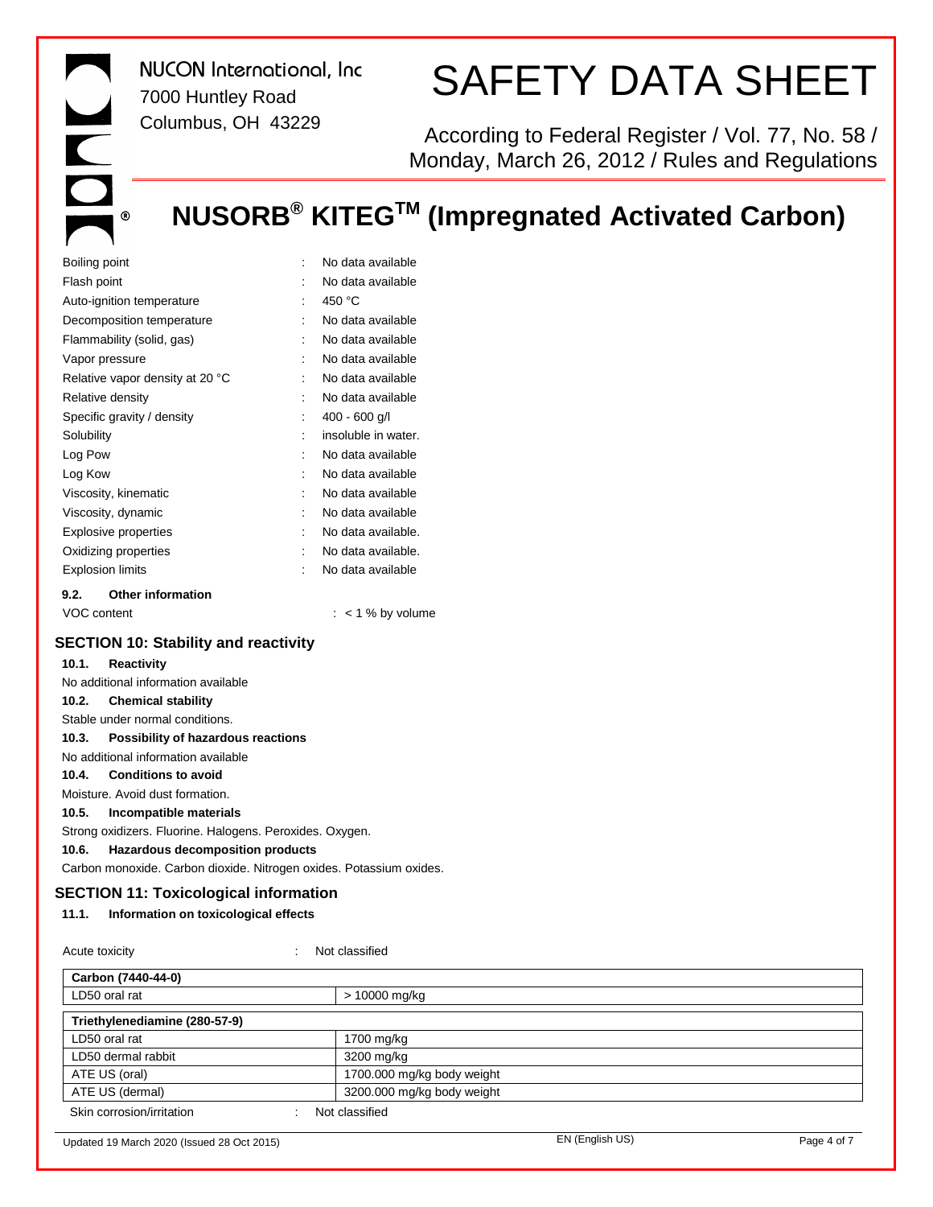| | | |
|---|---|---|
| Boiling point | : | No data available |
| Flash point | : | No data available |
| Auto-ignition temperature | : | 450 °C |
| Decomposition temperature | : | No data available |
| Flammability (solid, gas) | : | No data available |
| Vapor pressure | : | No data available |
| Relative vapor density at 20 °C | : | No data available |
| Relative density | : | No data available |
| Specific gravity / density | : | 400 - 600 g/l |
| Solubility | : | insoluble in water. |
| Log Pow | : | No data available |
| Log Kow | : | No data available |
| Viscosity, kinematic | : | No data available |
| Viscosity, dynamic | : | No data available |
| Explosive properties | : | No data available. |
| Oxidizing properties | : | No data available. |
| Explosion limits | : | No data available |

### 9.2. Other information

VOC content : < 1 % by volume

## SECTION 10: Stability and reactivity

### 10.1. Reactivity

No additional information available

### 10.2. Chemical stability

Stable under normal conditions.

### 10.3. Possibility of hazardous reactions

No additional information available

### 10.4. Conditions to avoid

Moisture. Avoid dust formation.

### 10.5. Incompatible materials

Strong oxidizers. Fluorine. Halogens. Peroxides. Oxygen.

### 10.6. Hazardous decomposition products

Carbon monoxide. Carbon dioxide. Nitrogen oxides. Potassium oxides.

## SECTION 11: Toxicological information

### 11.1. Information on toxicological effects

Acute toxicity : Not classified

| **Carbon (7440-44-0)** | |
|---|---|
| LD50 oral rat | > 10000 mg/kg |

| **Triethylenediamine (280-57-9)** | |
|---|---|
| LD50 oral rat | 1700 mg/kg |
| LD50 dermal rabbit | 3200 mg/kg |
| ATE US (oral) | 1700.000 mg/kg body weight |
| ATE US (dermal) | 3200.000 mg/kg body weight |

Skin corrosion/irritation : Not classified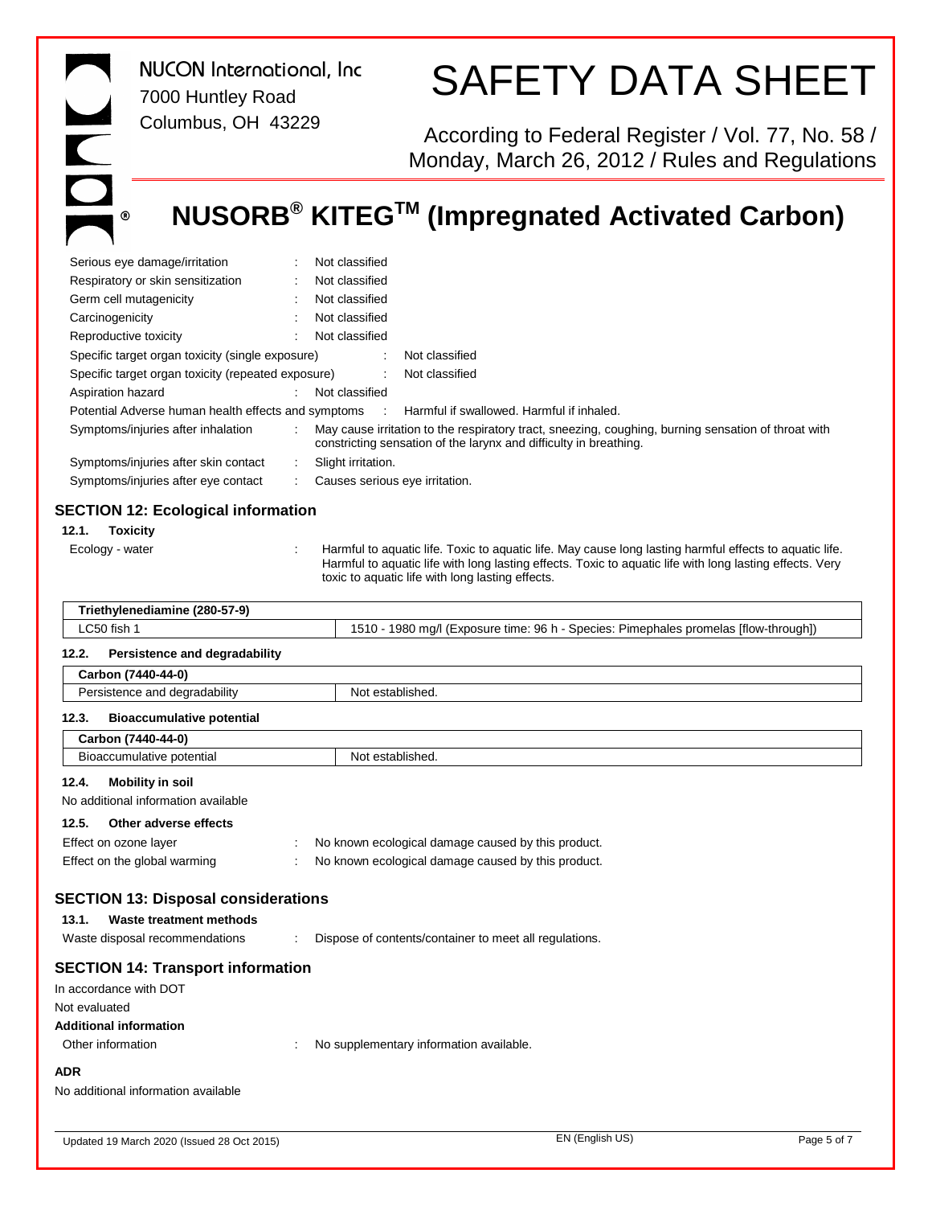Serious eye damage/irritation : Not classified

Respiratory or skin sensitization : Not classified

Germ cell mutagenicity : Not classified

Carcinogenicity : Not classified

Reproductive toxicity : Not classified

Specific target organ toxicity (single exposure) : Not classified

Specific target organ toxicity (repeated exposure) : Not classified

Aspiration hazard : Not classified

Potential Adverse human health effects and symptoms : Harmful if swallowed. Harmful if inhaled.

Symptoms/injuries after inhalation : May cause irritation to the respiratory tract, sneezing, coughing, burning sensation of throat with constricting sensation of the larynx and difficulty in breathing.

Symptoms/injuries after skin contact : Slight irritation.

Symptoms/injuries after eye contact : Causes serious eye irritation.

## SECTION 12: Ecological information

### 12.1. Toxicity

Ecology - water : Harmful to aquatic life. Toxic to aquatic life. May cause long lasting harmful effects to aquatic life. Harmful to aquatic life with long lasting effects. Toxic to aquatic life with long lasting effects. Very toxic to aquatic life with long lasting effects.

| **Triethylenediamine (280-57-9)** | |
|---|---|
| LC50 fish 1 | 1510 - 1980 mg/l (Exposure time: 96 h - Species: Pimephales promelas [flow-through]) |

### 12.2. Persistence and degradability

| **Carbon (7440-44-0)** | |
|---|---|
| Persistence and degradability | Not established. |

### 12.3. Bioaccumulative potential

| **Carbon (7440-44-0)** | |
|---|---|
| Bioaccumulative potential | Not established. |

### 12.4. Mobility in soil

No additional information available

### 12.5. Other adverse effects

Effect on ozone layer : No known ecological damage caused by this product.

Effect on the global warming : No known ecological damage caused by this product.

## SECTION 13: Disposal considerations

### 13.1. Waste treatment methods

Waste disposal recommendations : Dispose of contents/container to meet all regulations.

## SECTION 14: Transport information

In accordance with DOT

Not evaluated

**Additional information**

Other information : No supplementary information available.

**ADR**

No additional information available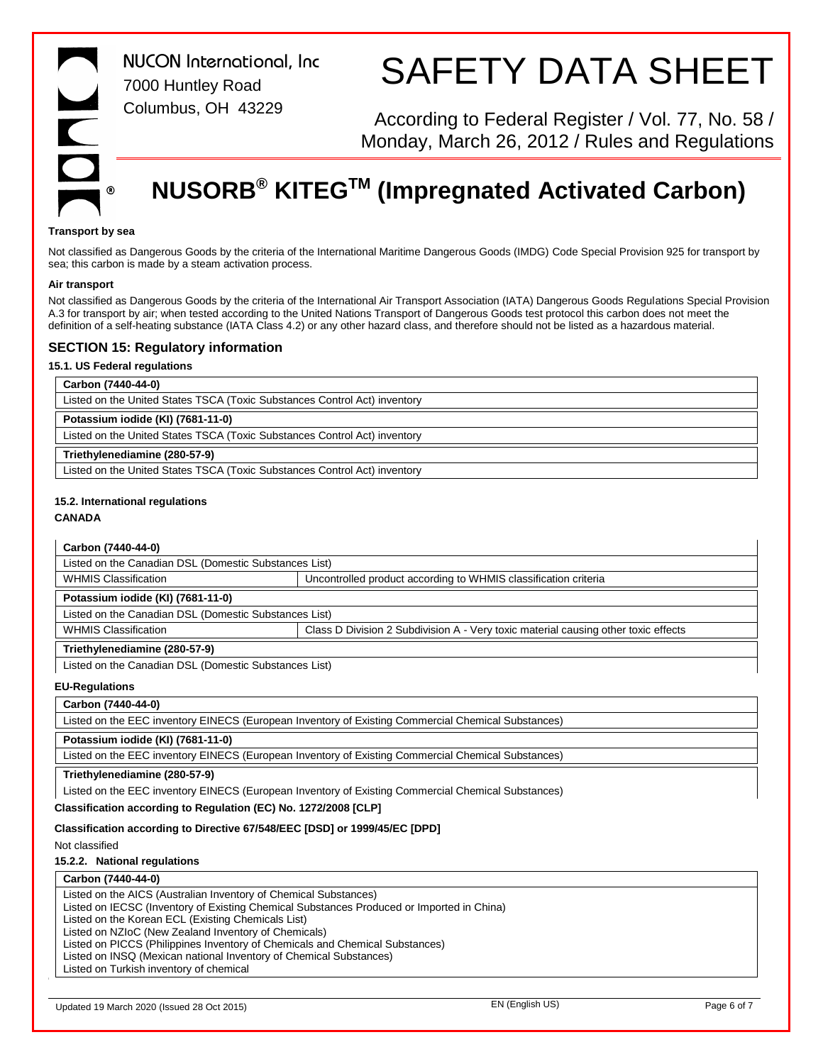#### Transport by sea

Not classified as Dangerous Goods by the criteria of the International Maritime Dangerous Goods (IMDG) Code Special Provision 925 for transport by sea; this carbon is made by a steam activation process.

#### Air transport

Not classified as Dangerous Goods by the criteria of the International Air Transport Association (IATA) Dangerous Goods Regulations Special Provision A.3 for transport by air; when tested according to the United Nations Transport of Dangerous Goods test protocol this carbon does not meet the definition of a self-heating substance (IATA Class 4.2) or any other hazard class, and therefore should not be listed as a hazardous material.

## SECTION 15: Regulatory information

### 15.1. US Federal regulations

| **Carbon (7440-44-0)** |
|---|
| Listed on the United States TSCA (Toxic Substances Control Act) inventory |

| **Potassium iodide (KI) (7681-11-0)** |
|---|
| Listed on the United States TSCA (Toxic Substances Control Act) inventory |

| **Triethylenediamine (280-57-9)** |
|---|
| Listed on the United States TSCA (Toxic Substances Control Act) inventory |

### 15.2. International regulations

**CANADA**

| **Carbon (7440-44-0)** | |
|---|---|
| Listed on the Canadian DSL (Domestic Substances List) | |
| WHMIS Classification | Uncontrolled product according to WHMIS classification criteria |

| **Potassium iodide (KI) (7681-11-0)** | |
|---|---|
| Listed on the Canadian DSL (Domestic Substances List) | |
| WHMIS Classification | Class D Division 2 Subdivision A - Very toxic material causing other toxic effects |

| **Triethylenediamine (280-57-9)** |
|---|
| Listed on the Canadian DSL (Domestic Substances List) |

**EU-Regulations**

| **Carbon (7440-44-0)** |
|---|
| Listed on the EEC inventory EINECS (European Inventory of Existing Commercial Chemical Substances) |

| **Potassium iodide (KI) (7681-11-0)** |
|---|
| Listed on the EEC inventory EINECS (European Inventory of Existing Commercial Chemical Substances) |

| **Triethylenediamine (280-57-9)** |
|---|
| Listed on the EEC inventory EINECS (European Inventory of Existing Commercial Chemical Substances) |

**Classification according to Regulation (EC) No. 1272/2008 [CLP]**

**Classification according to Directive 67/548/EEC [DSD] or 1999/45/EC [DPD]**

Not classified

#### 15.2.2. National regulations

| **Carbon (7440-44-0)** |
|---|
| Listed on the AICS (Australian Inventory of Chemical Substances)<br>Listed on IECSC (Inventory of Existing Chemical Substances Produced or Imported in China)<br>Listed on the Korean ECL (Existing Chemicals List)<br>Listed on NZIoC (New Zealand Inventory of Chemicals)<br>Listed on PICCS (Philippines Inventory of Chemicals and Chemical Substances)<br>Listed on INSQ (Mexican national Inventory of Chemical Substances)<br>Listed on Turkish inventory of chemical |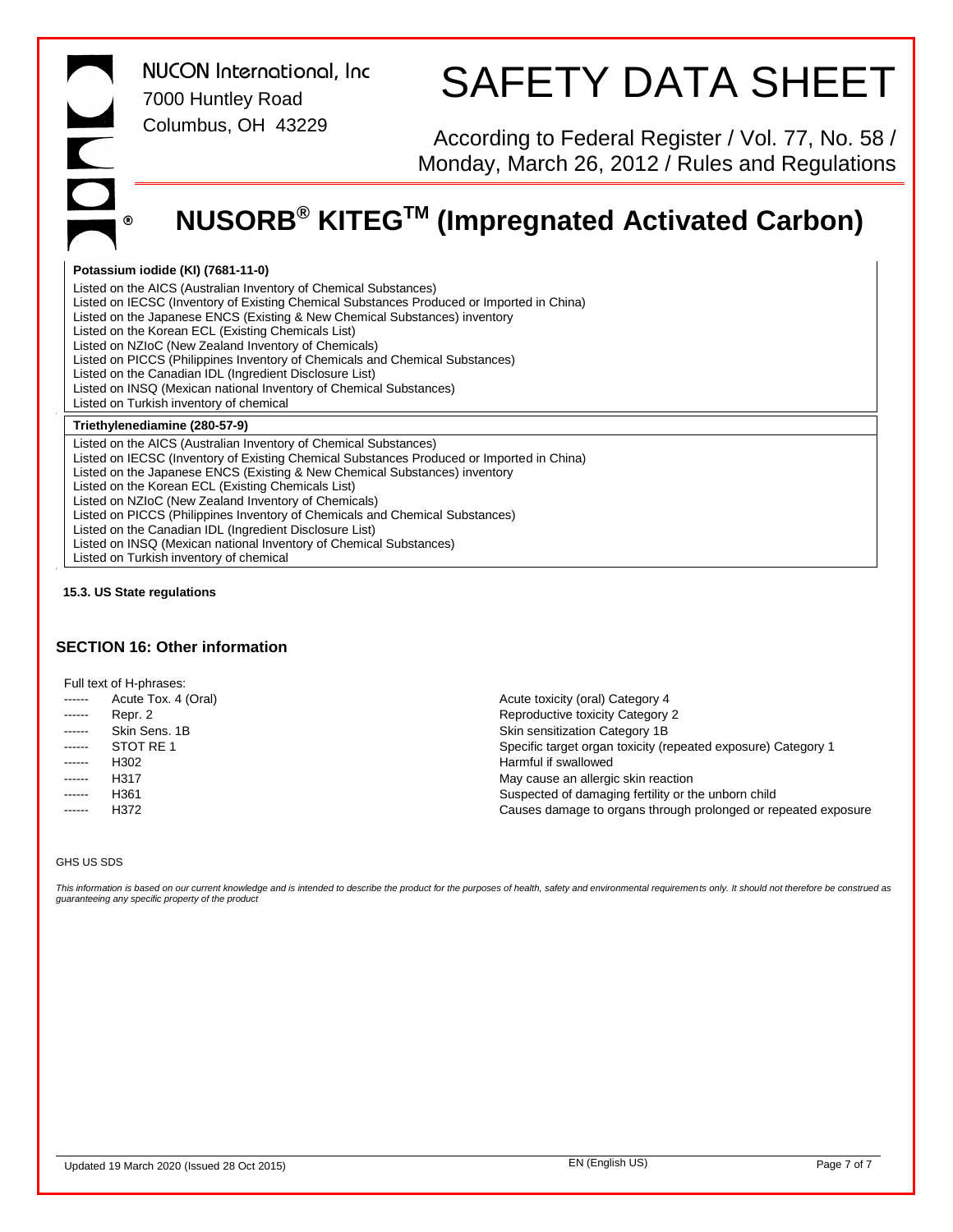**Potassium iodide (KI) (7681-11-0)**

Listed on the AICS (Australian Inventory of Chemical Substances)
Listed on IECSC (Inventory of Existing Chemical Substances Produced or Imported in China)
Listed on the Japanese ENCS (Existing & New Chemical Substances) inventory
Listed on the Korean ECL (Existing Chemicals List)
Listed on NZIoC (New Zealand Inventory of Chemicals)
Listed on PICCS (Philippines Inventory of Chemicals and Chemical Substances)
Listed on the Canadian IDL (Ingredient Disclosure List)
Listed on INSQ (Mexican national Inventory of Chemical Substances)
Listed on Turkish inventory of chemical

**Triethylenediamine (280-57-9)**

Listed on the AICS (Australian Inventory of Chemical Substances)
Listed on IECSC (Inventory of Existing Chemical Substances Produced or Imported in China)
Listed on the Japanese ENCS (Existing & New Chemical Substances) inventory
Listed on the Korean ECL (Existing Chemicals List)
Listed on NZIoC (New Zealand Inventory of Chemicals)
Listed on PICCS (Philippines Inventory of Chemicals and Chemical Substances)
Listed on the Canadian IDL (Ingredient Disclosure List)
Listed on INSQ (Mexican national Inventory of Chemical Substances)
Listed on Turkish inventory of chemical

**15.3. US State regulations**

## SECTION 16: Other information

Full text of H-phrases:

| | | |
|---|---|---|
| ------ | Acute Tox. 4 (Oral) | Acute toxicity (oral) Category 4 |
| ------ | Repr. 2 | Reproductive toxicity Category 2 |
| ------ | Skin Sens. 1B | Skin sensitization Category 1B |
| ------ | STOT RE 1 | Specific target organ toxicity (repeated exposure) Category 1 |
| ------ | H302 | Harmful if swallowed |
| ------ | H317 | May cause an allergic skin reaction |
| ------ | H361 | Suspected of damaging fertility or the unborn child |
| ------ | H372 | Causes damage to organs through prolonged or repeated exposure |

GHS US SDS

*This information is based on our current knowledge and is intended to describe the product for the purposes of health, safety and environmental requirements only. It should not therefore be construed as guaranteeing any specific property of the product*